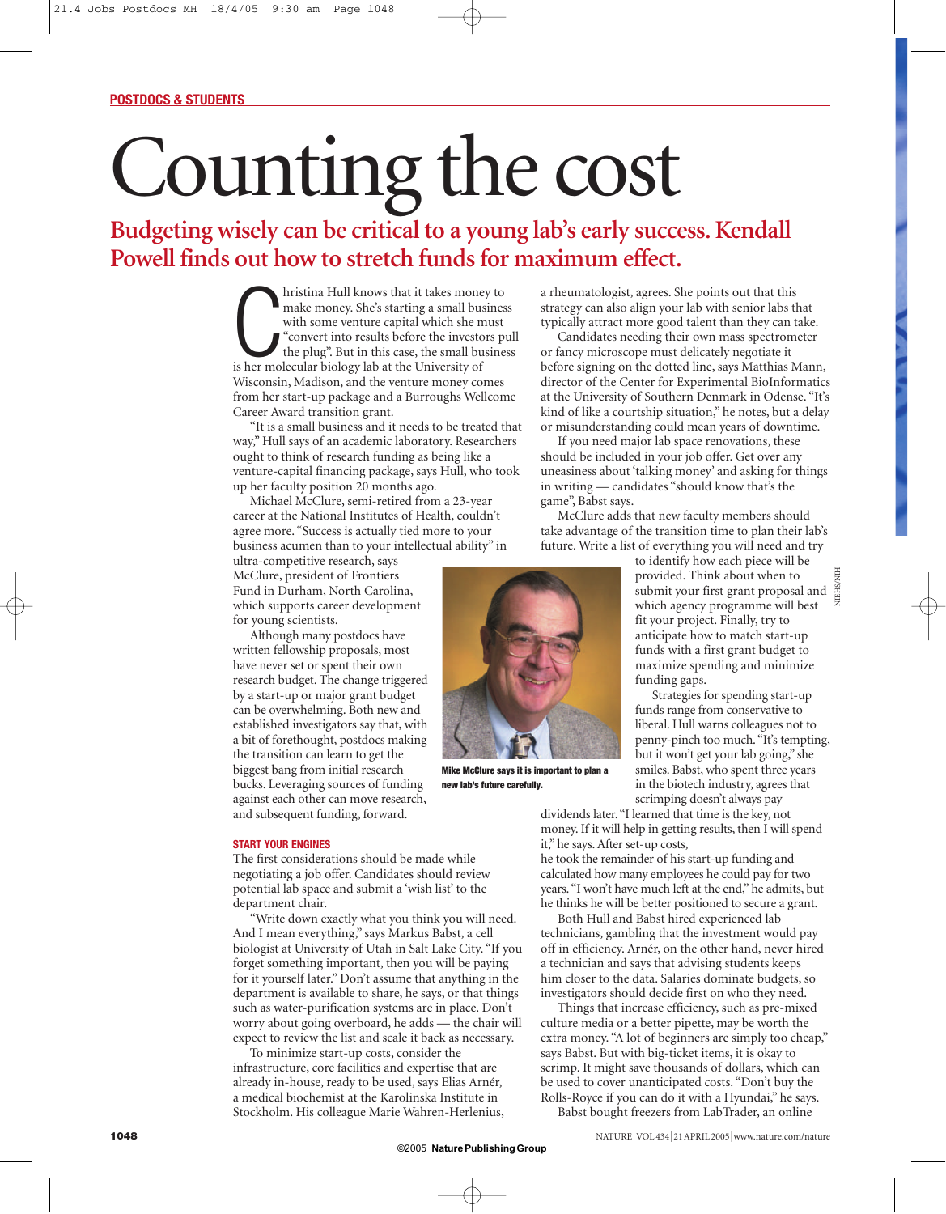POSTDOCS & STUDENTS

# Counting the cost

## Budgeting wisely can be critical to a young lab's early success. Kendall Powell finds out how to stretch funds for maximum effect.

Christina Hull knows that it takes money to make money. She's starting a small business with some venture capital which she must "convert into results before the investors pull the plug". But in this case, the small business is her molecular biology lab at the University of Wisconsin, Madison, and the venture money comes from her start-up package and a Burroughs Wellcome Career Award transition grant.

"It is a small business and it needs to be treated that way," Hull says of an academic laboratory. Researchers ought to think of research funding as being like a venture-capital financing package, says Hull, who took up her faculty position 20 months ago.

Michael McClure, semi-retired from a 23-year career at the National Institutes of Health, couldn't agree more. "Success is actually tied more to your business acumen than to your intellectual ability" in ultra-competitive research, says McClure, president of Frontiers Fund in Durham, North Carolina, which supports career development for young scientists.

Although many postdocs have written fellowship proposals, most have never set or spent their own research budget. The change triggered by a start-up or major grant budget can be overwhelming. Both new and established investigators say that, with a bit of forethought, postdocs making the transition can learn to get the biggest bang from initial research bucks. Leveraging sources of funding against each other can move research, and subsequent funding, forward.

Mike McClure says it is important to plan a new lab's future carefully.

### START YOUR ENGINES

The first considerations should be made while negotiating a job offer. Candidates should review potential lab space and submit a 'wish list' to the department chair.

"Write down exactly what you think you will need. And I mean everything," says Markus Babst, a cell biologist at University of Utah in Salt Lake City. "If you forget something important, then you will be paying for it yourself later." Don't assume that anything in the department is available to share, he says, or that things such as water-purification systems are in place. Don't worry about going overboard, he adds — the chair will expect to review the list and scale it back as necessary.

To minimize start-up costs, consider the infrastructure, core facilities and expertise that are already in-house, ready to be used, says Elias Arnér, a medical biochemist at the Karolinska Institute in Stockholm. His colleague Marie Wahren-Herlenius, a rheumatologist, agrees. She points out that this strategy can also align your lab with senior labs that typically attract more good talent than they can take.

Candidates needing their own mass spectrometer or fancy microscope must delicately negotiate it before signing on the dotted line, says Matthias Mann, director of the Center for Experimental BioInformatics at the University of Southern Denmark in Odense. "It's kind of like a courtship situation," he notes, but a delay or misunderstanding could mean years of downtime.

If you need major lab space renovations, these should be included in your job offer. Get over any uneasiness about 'talking money' and asking for things in writing — candidates "should know that's the game", Babst says.

McClure adds that new faculty members should take advantage of the transition time to plan their lab's future. Write a list of everything you will need and try to identify how each piece will be provided. Think about when to submit your first grant proposal and which agency programme will best fit your project. Finally, try to anticipate how to match start-up funds with a first grant budget to maximize spending and minimize funding gaps.

Strategies for spending start-up funds range from conservative to liberal. Hull warns colleagues not to penny-pinch too much. "It's tempting, but it won't get your lab going," she smiles. Babst, who spent three years in the biotech industry, agrees that scrimping doesn't always pay dividends later. "I learned that time is the key, not money. If it will help in getting results, then I will spend it," he says. After set-up costs, he took the remainder of his start-up funding and calculated how many employees he could pay for two years. "I won't have much left at the end," he admits, but he thinks he will be better positioned to secure a grant.

Both Hull and Babst hired experienced lab technicians, gambling that the investment would pay off in efficiency. Arnér, on the other hand, never hired a technician and says that advising students keeps him closer to the data. Salaries dominate budgets, so investigators should decide first on who they need.

Things that increase efficiency, such as pre-mixed culture media or a better pipette, may be worth the extra money. "A lot of beginners are simply too cheap," says Babst. But with big-ticket items, it is okay to scrimp. It might save thousands of dollars, which can be used to cover unanticipated costs. "Don't buy the Rolls-Royce if you can do it with a Hyundai," he says.

Babst bought freezers from LabTrader, an online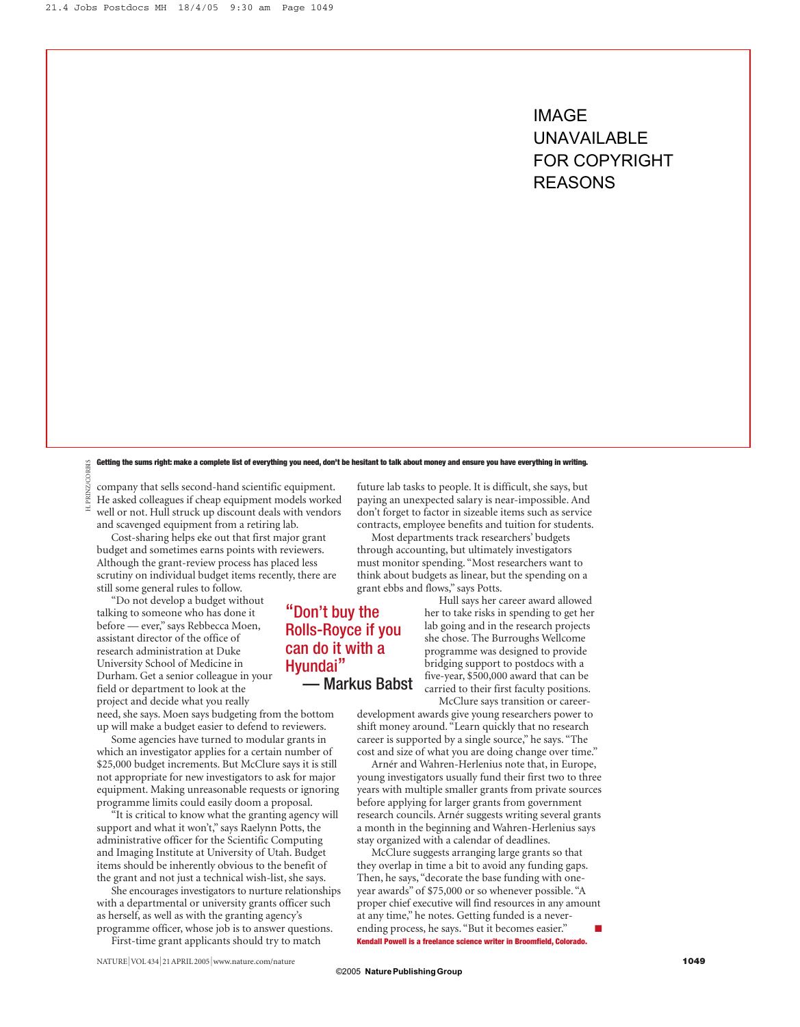IMAGE UNAVAILABLE FOR COPYRIGHT REASONS

**Getting the sums right: make a complete list of everything you need, don't be hesitant to talk about money and ensure you have everything in writing.**

company that sells second-hand scientific equipment. He asked colleagues if cheap equipment models worked well or not. Hull struck up discount deals with vendors and scavenged equipment from a retiring lab.

Cost-sharing helps eke out that first major grant budget and sometimes earns points with reviewers. Although the grant-review process has placed less scrutiny on individual budget items recently, there are still some general rules to follow.

"Do not develop a budget without talking to someone who has done it before — ever," says Rebbecca Moen, assistant director of the office of research administration at Duke University School of Medicine in Durham. Get a senior colleague in your field or department to look at the project and decide what you really need, she says. Moen says budgeting from the bottom up will make a budget easier to defend to reviewers.

> "Don't buy the Rolls-Royce if you can do it with a Hyundai" — Markus Babst

Some agencies have turned to modular grants in which an investigator applies for a certain number of \$25,000 budget increments. But McClure says it is still not appropriate for new investigators to ask for major equipment. Making unreasonable requests or ignoring programme limits could easily doom a proposal.

"It is critical to know what the granting agency will support and what it won't," says Raelynn Potts, the administrative officer for the Scientific Computing and Imaging Institute at University of Utah. Budget items should be inherently obvious to the benefit of the grant and not just a technical wish-list, she says.

She encourages investigators to nurture relationships with a departmental or university grants officer such as herself, as well as with the granting agency's programme officer, whose job is to answer questions.

First-time grant applicants should try to match future lab tasks to people. It is difficult, she says, but paying an unexpected salary is near-impossible. And don't forget to factor in sizeable items such as service contracts, employee benefits and tuition for students.

Most departments track researchers' budgets through accounting, but ultimately investigators must monitor spending. "Most researchers want to think about budgets as linear, but the spending on a grant ebbs and flows," says Potts.

Hull says her career award allowed her to take risks in spending to get her lab going and in the research projects she chose. The Burroughs Wellcome programme was designed to provide bridging support to postdocs with a five-year, \$500,000 award that can be carried to their first faculty positions.

McClure says transition or career-development awards give young researchers power to shift money around. "Learn quickly that no research career is supported by a single source," he says. "The cost and size of what you are doing change over time."

Arnér and Wahren-Herlenius note that, in Europe, young investigators usually fund their first two to three years with multiple smaller grants from private sources before applying for larger grants from government research councils. Arnér suggests writing several grants a month in the beginning and Wahren-Herlenius says stay organized with a calendar of deadlines.

McClure suggests arranging large grants so that they overlap in time a bit to avoid any funding gaps. Then, he says, "decorate the base funding with one-year awards" of \$75,000 or so whenever possible. "A proper chief executive will find resources in any amount at any time," he notes. Getting funded is a never-ending process, he says. "But it becomes easier." ■

**Kendall Powell is a freelance science writer in Broomfield, Colorado.**